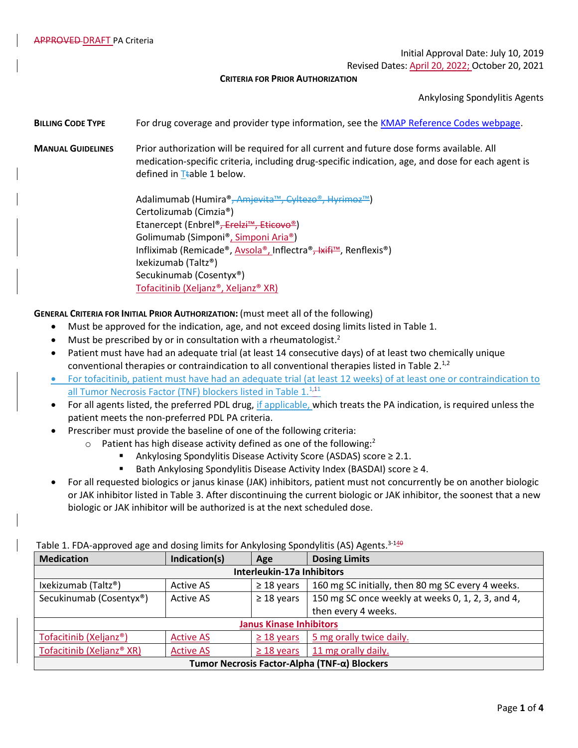APPROVED DRAFT PA Criteria

Initial Approval Date: July 10, 2019

Revised Dates: April 20, 2022; October 20, 2021

**CRITERIA FOR PRIOR AUTHORIZATION**

Ankylosing Spondylitis Agents

**BILLING CODE TYPE** For drug coverage and provider type information, see the KMAP Reference Codes webpage.

**MANUAL GUIDELINES** Prior authorization will be required for all current and future dose forms available. All medication-specific criteria, including drug-specific indication, age, and dose for each agent is defined in Ttable 1 below.

Adalimumab (Humira®, Amjevita™, Cyltezo®, Hyrimoz™)
Certolizumab (Cimzia®)
Etanercept (Enbrel®, Erelzi™, Eticovo®)
Golimumab (Simponi®, Simponi Aria®)
Infliximab (Remicade®, Avsola®, Inflectra®, Ixifi™, Renflexis®)
Ixekizumab (Taltz®)
Secukinumab (Cosentyx®)
Tofacitinib (Xeljanz®, Xeljanz® XR)

**GENERAL CRITERIA FOR INITIAL PRIOR AUTHORIZATION:** (must meet all of the following)

- Must be approved for the indication, age, and not exceed dosing limits listed in Table 1.
- Must be prescribed by or in consultation with a rheumatologist.[2]
- Patient must have had an adequate trial (at least 14 consecutive days) of at least two chemically unique conventional therapies or contraindication to all conventional therapies listed in Table 2.[1,2]
- For tofacitinib, patient must have had an adequate trial (at least 12 weeks) of at least one or contraindication to all Tumor Necrosis Factor (TNF) blockers listed in Table 1.[1,11]
- For all agents listed, the preferred PDL drug, if applicable, which treats the PA indication, is required unless the patient meets the non-preferred PDL PA criteria.
- Prescriber must provide the baseline of one of the following criteria:
  - Patient has high disease activity defined as one of the following:[2]
    - Ankylosing Spondylitis Disease Activity Score (ASDAS) score ≥ 2.1.
    - Bath Ankylosing Spondylitis Disease Activity Index (BASDAI) score ≥ 4.
- For all requested biologics or janus kinase (JAK) inhibitors, patient must not concurrently be on another biologic or JAK inhibitor listed in Table 3. After discontinuing the current biologic or JAK inhibitor, the soonest that a new biologic or JAK inhibitor will be authorized is at the next scheduled dose.

Table 1. FDA-approved age and dosing limits for Ankylosing Spondylitis (AS) Agents.[3-140]

| Medication | Indication(s) | Age | Dosing Limits |
|---|---|---|---|
| **Interleukin-17a Inhibitors** | | | |
| Ixekizumab (Taltz®) | Active AS | ≥ 18 years | 160 mg SC initially, then 80 mg SC every 4 weeks. |
| Secukinumab (Cosentyx®) | Active AS | ≥ 18 years | 150 mg SC once weekly at weeks 0, 1, 2, 3, and 4, then every 4 weeks. |
| **Janus Kinase Inhibitors** | | | |
| Tofacitinib (Xeljanz®) | Active AS | ≥ 18 years | 5 mg orally twice daily. |
| Tofacitinib (Xeljanz® XR) | Active AS | ≥ 18 years | 11 mg orally daily. |
| **Tumor Necrosis Factor-Alpha (TNF-α) Blockers** | | | |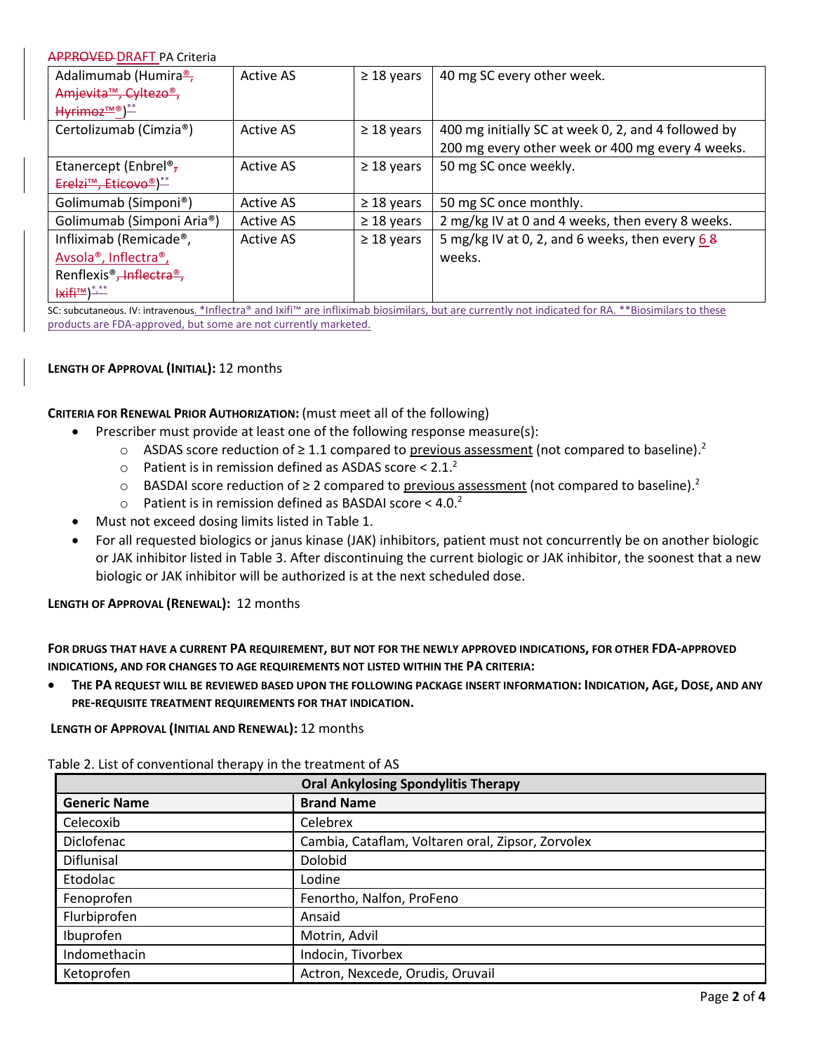APPROVED DRAFT PA Criteria

| | | | |
|---|---|---|---|
| Adalimumab (Humira®, Amjevita™, Cyltezo®, Hyrimoz™®)** | Active AS | ≥ 18 years | 40 mg SC every other week. |
| Certolizumab (Cimzia®) | Active AS | ≥ 18 years | 400 mg initially SC at week 0, 2, and 4 followed by 200 mg every other week or 400 mg every 4 weeks. |
| Etanercept (Enbrel®, Erelzi™, Eticovo®)** | Active AS | ≥ 18 years | 50 mg SC once weekly. |
| Golimumab (Simponi®) | Active AS | ≥ 18 years | 50 mg SC once monthly. |
| Golimumab (Simponi Aria®) | Active AS | ≥ 18 years | 2 mg/kg IV at 0 and 4 weeks, then every 8 weeks. |
| Infliximab (Remicade®, Avsola®, Inflectra®, Renflexis®, Inflectra®, Ixifi™)*,** | Active AS | ≥ 18 years | 5 mg/kg IV at 0, 2, and 6 weeks, then every 6 8 weeks. |

SC: subcutaneous. IV: intravenous. *Inflectra® and Ixifi™ are infliximab biosimilars, but are currently not indicated for RA. **Biosimilars to these products are FDA-approved, but some are not currently marketed.

**LENGTH OF APPROVAL (INITIAL):** 12 months

**CRITERIA FOR RENEWAL PRIOR AUTHORIZATION:** (must meet all of the following)

- Prescriber must provide at least one of the following response measure(s):
  - ASDAS score reduction of ≥ 1.1 compared to previous assessment (not compared to baseline).[2]
  - Patient is in remission defined as ASDAS score < 2.1.[2]
  - BASDAI score reduction of ≥ 2 compared to previous assessment (not compared to baseline).[2]
  - Patient is in remission defined as BASDAI score < 4.0.[2]
- Must not exceed dosing limits listed in Table 1.
- For all requested biologics or janus kinase (JAK) inhibitors, patient must not concurrently be on another biologic or JAK inhibitor listed in Table 3. After discontinuing the current biologic or JAK inhibitor, the soonest that a new biologic or JAK inhibitor will be authorized is at the next scheduled dose.

**LENGTH OF APPROVAL (RENEWAL):** 12 months

**FOR DRUGS THAT HAVE A CURRENT PA REQUIREMENT, BUT NOT FOR THE NEWLY APPROVED INDICATIONS, FOR OTHER FDA-APPROVED INDICATIONS, AND FOR CHANGES TO AGE REQUIREMENTS NOT LISTED WITHIN THE PA CRITERIA:**

- **THE PA REQUEST WILL BE REVIEWED BASED UPON THE FOLLOWING PACKAGE INSERT INFORMATION: INDICATION, AGE, DOSE, AND ANY PRE-REQUISITE TREATMENT REQUIREMENTS FOR THAT INDICATION.**

**LENGTH OF APPROVAL (INITIAL AND RENEWAL):** 12 months

Table 2. List of conventional therapy in the treatment of AS

| Oral Ankylosing Spondylitis Therapy | |
|---|---|
| **Generic Name** | **Brand Name** |
| Celecoxib | Celebrex |
| Diclofenac | Cambia, Cataflam, Voltaren oral, Zipsor, Zorvolex |
| Diflunisal | Dolobid |
| Etodolac | Lodine |
| Fenoprofen | Fenortho, Nalfon, ProFeno |
| Flurbiprofen | Ansaid |
| Ibuprofen | Motrin, Advil |
| Indomethacin | Indocin, Tivorbex |
| Ketoprofen | Actron, Nexcede, Orudis, Oruvail |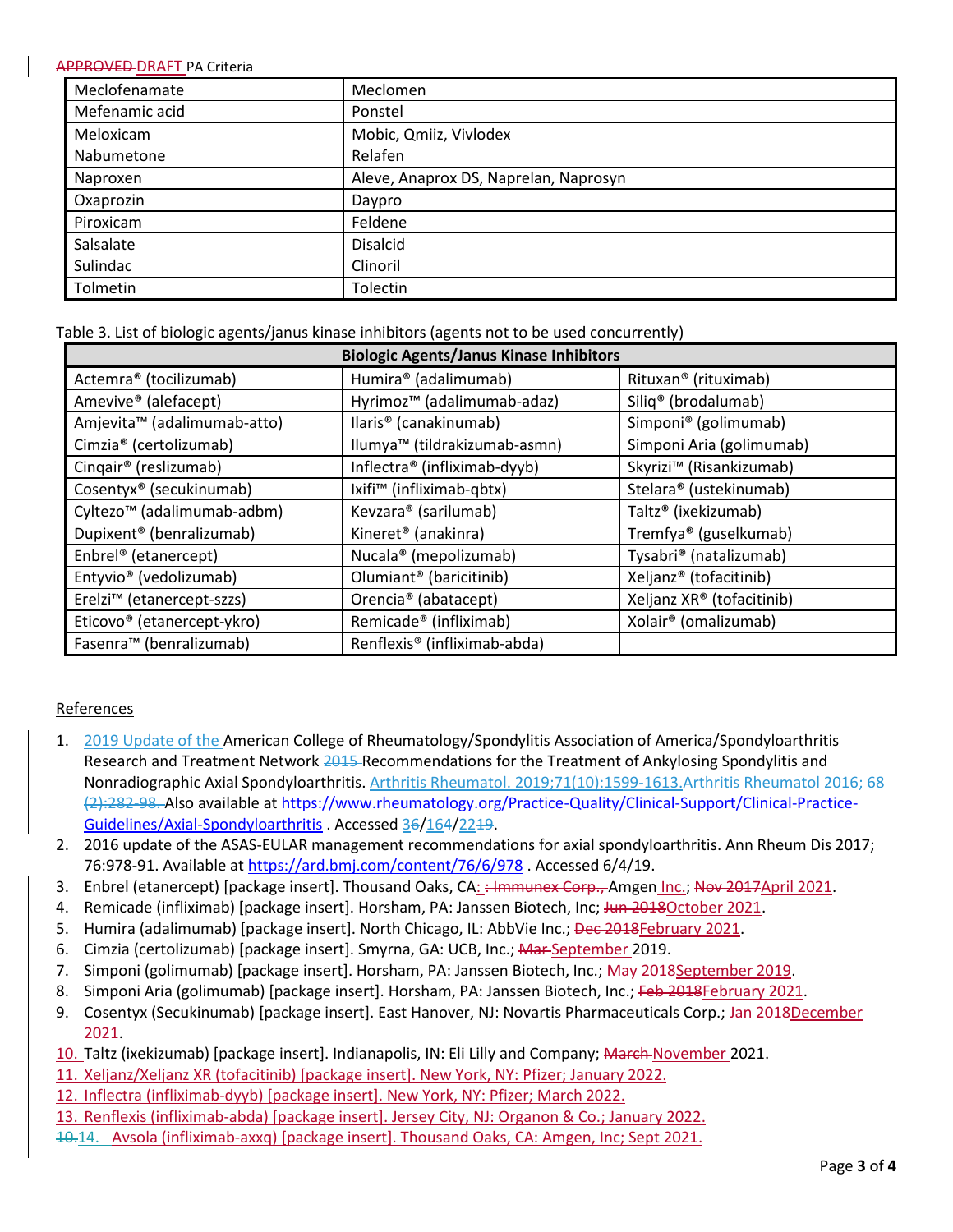| Meclofenamate | Meclomen |
|---|---|
| Mefenamic acid | Ponstel |
| Meloxicam | Mobic, Qmiiz, Vivlodex |
| Nabumetone | Relafen |
| Naproxen | Aleve, Anaprox DS, Naprelan, Naprosyn |
| Oxaprozin | Daypro |
| Piroxicam | Feldene |
| Salsalate | Disalcid |
| Sulindac | Clinoril |
| Tolmetin | Tolectin |

Table 3. List of biologic agents/janus kinase inhibitors (agents not to be used concurrently)

| Biologic Agents/Janus Kinase Inhibitors | | |
|---|---|---|
| Actemra® (tocilizumab) | Humira® (adalimumab) | Rituxan® (rituximab) |
| Amevive® (alefacept) | Hyrimoz™ (adalimumab-adaz) | Siliq® (brodalumab) |
| Amjevita™ (adalimumab-atto) | Ilaris® (canakinumab) | Simponi® (golimumab) |
| Cimzia® (certolizumab) | Ilumya™ (tildrakizumab-asmn) | Simponi Aria (golimumab) |
| Cinqair® (reslizumab) | Inflectra® (infliximab-dyyb) | Skyrizi™ (Risankizumab) |
| Cosentyx® (secukinumab) | Ixifi™ (infliximab-qbtx) | Stelara® (ustekinumab) |
| Cyltezo™ (adalimumab-adbm) | Kevzara® (sarilumab) | Taltz® (ixekizumab) |
| Dupixent® (benralizumab) | Kineret® (anakinra) | Tremfya® (guselkumab) |
| Enbrel® (etanercept) | Nucala® (mepolizumab) | Tysabri® (natalizumab) |
| Entyvio® (vedolizumab) | Olumiant® (baricitinib) | Xeljanz® (tofacitinib) |
| Erelzi™ (etanercept-szzs) | Orencia® (abatacept) | Xeljanz XR® (tofacitinib) |
| Eticovo® (etanercept-ykro) | Remicade® (infliximab) | Xolair® (omalizumab) |
| Fasenra™ (benralizumab) | Renflexis® (infliximab-abda) | |

## References

1. 2019 Update of the American College of Rheumatology/Spondylitis Association of America/Spondyloarthritis Research and Treatment Network ~~2015~~ Recommendations for the Treatment of Ankylosing Spondylitis and Nonradiographic Axial Spondyloarthritis. Arthritis Rheumatol. 2019;71(10):1599-1613.~~Arthritis Rheumatol 2016; 68 (2):282-98.~~ Also available at https://www.rheumatology.org/Practice-Quality/Clinical-Support/Clinical-Practice-Guidelines/Axial-Spondyloarthritis . Accessed 3~~6~~/16~~4~~/22~~19~~.
2. 2016 update of the ASAS-EULAR management recommendations for axial spondyloarthritis. Ann Rheum Dis 2017; 76:978-91. Available at https://ard.bmj.com/content/76/6/978 . Accessed 6/4/19.
3. Enbrel (etanercept) [package insert]. Thousand Oaks, CA: ~~: Immunex Corp.,~~ Amgen Inc.; ~~Nov 2017~~April 2021.
4. Remicade (infliximab) [package insert]. Horsham, PA: Janssen Biotech, Inc; ~~Jun 2018~~October 2021.
5. Humira (adalimumab) [package insert]. North Chicago, IL: AbbVie Inc.; ~~Dec 2018~~February 2021.
6. Cimzia (certolizumab) [package insert]. Smyrna, GA: UCB, Inc.; ~~Mar~~ September 2019.
7. Simponi (golimumab) [package insert]. Horsham, PA: Janssen Biotech, Inc.; ~~May 2018~~September 2019.
8. Simponi Aria (golimumab) [package insert]. Horsham, PA: Janssen Biotech, Inc.; ~~Feb 2018~~February 2021.
9. Cosentyx (Secukinumab) [package insert]. East Hanover, NJ: Novartis Pharmaceuticals Corp.; ~~Jan 2018~~December 2021.
10. Taltz (ixekizumab) [package insert]. Indianapolis, IN: Eli Lilly and Company; ~~March~~ November 2021.
11. Xeljanz/Xeljanz XR (tofacitinib) [package insert]. New York, NY: Pfizer; January 2022.
12. Inflectra (infliximab-dyyb) [package insert]. New York, NY: Pfizer; March 2022.
13. Renflexis (infliximab-abda) [package insert]. Jersey City, NJ: Organon & Co.; January 2022.
14. ~~10.~~ Avsola (infliximab-axxq) [package insert]. Thousand Oaks, CA: Amgen, Inc; Sept 2021.